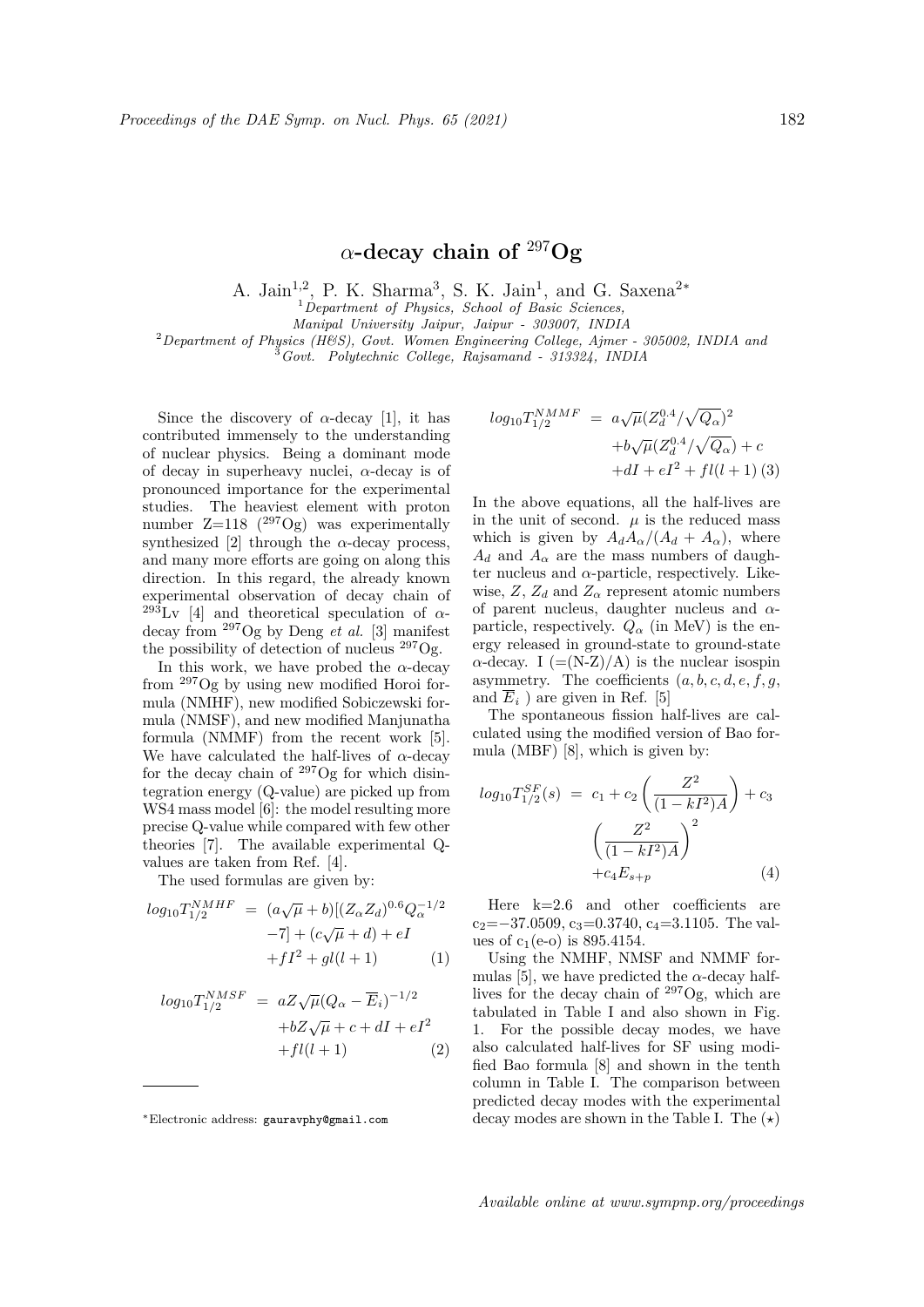# $\alpha$-decay chain of $^{297}$Og

A. Jain[1,2], P. K. Sharma[3], S. K. Jain[1], and G. Saxena[2*]

[1]*Department of Physics, School of Basic Sciences, Manipal University Jaipur, Jaipur - 303007, INDIA*

[2]*Department of Physics (H&S), Govt. Women Engineering College, Ajmer - 305002, INDIA and*

[3]*Govt. Polytechnic College, Rajsamand - 313324, INDIA*

Since the discovery of $\alpha$-decay [1], it has contributed immensely to the understanding of nuclear physics. Being a dominant mode of decay in superheavy nuclei, $\alpha$-decay is of pronounced importance for the experimental studies. The heaviest element with proton number Z=118 ($^{297}$Og) was experimentally synthesized [2] through the $\alpha$-decay process, and many more efforts are going on along this direction. In this regard, the already known experimental observation of decay chain of $^{293}$Lv [4] and theoretical speculation of $\alpha$-decay from $^{297}$Og by Deng *et al.* [3] manifest the possibility of detection of nucleus $^{297}$Og.

In this work, we have probed the $\alpha$-decay from $^{297}$Og by using new modified Horoi formula (NMHF), new modified Sobiczewski formula (NMSF), and new modified Manjunatha formula (NMMF) from the recent work [5]. We have calculated the half-lives of $\alpha$-decay for the decay chain of $^{297}$Og for which disintegration energy (Q-value) are picked up from WS4 mass model [6]: the model resulting more precise Q-value while compared with few other theories [7]. The available experimental Q-values are taken from Ref. [4].

The used formulas are given by:

$$log_{10}T_{1/2}^{NMHF} = (a\sqrt{\mu}+b)[(Z_\alpha Z_d)^{0.6}Q_\alpha^{-1/2} - 7] + (c\sqrt{\mu}+d) + eI + fI^2 + gl(l+1) \qquad (1)$$

$$log_{10}T_{1/2}^{NMSF} = aZ\sqrt{\mu}(Q_\alpha - \overline{E}_i)^{-1/2} + bZ\sqrt{\mu} + c + dI + eI^2 + fl(l+1) \qquad (2)$$

$$log_{10}T_{1/2}^{NMMF} = a\sqrt{\mu}(Z_d^{0.4}/\sqrt{Q_\alpha})^2 + b\sqrt{\mu}(Z_d^{0.4}/\sqrt{Q_\alpha}) + c + dI + eI^2 + fl(l+1) \qquad (3)$$

In the above equations, all the half-lives are in the unit of second. $\mu$ is the reduced mass which is given by $A_dA_\alpha/(A_d + A_\alpha)$, where $A_d$ and $A_\alpha$ are the mass numbers of daughter nucleus and $\alpha$-particle, respectively. Likewise, $Z$, $Z_d$ and $Z_\alpha$ represent atomic numbers of parent nucleus, daughter nucleus and $\alpha$-particle, respectively. $Q_\alpha$ (in MeV) is the energy released in ground-state to ground-state $\alpha$-decay. I (=(N-Z)/A) is the nuclear isospin asymmetry. The coefficients $(a, b, c, d, e, f, g,$ and $\overline{E}_i$ ) are given in Ref. [5]

The spontaneous fission half-lives are calculated using the modified version of Bao formula (MBF) [8], which is given by:

$$log_{10}T_{1/2}^{SF}(s) = c_1 + c_2\left(\frac{Z^2}{(1-kI^2)A}\right) + c_3\left(\frac{Z^2}{(1-kI^2)A}\right)^2 + c_4E_{s+p} \qquad (4)$$

Here k=2.6 and other coefficients are $c_2$=−37.0509, $c_3$=0.3740, $c_4$=3.1105. The values of $c_1$(e-o) is 895.4154.

Using the NMHF, NMSF and NMMF formulas [5], we have predicted the $\alpha$-decay half-lives for the decay chain of $^{297}$Og, which are tabulated in Table I and also shown in Fig. 1. For the possible decay modes, we have also calculated half-lives for SF using modified Bao formula [8] and shown in the tenth column in Table I. The comparison between predicted decay modes with the experimental decay modes are shown in the Table I. The ($\star$)

*Electronic address: gauravphy@gmail.com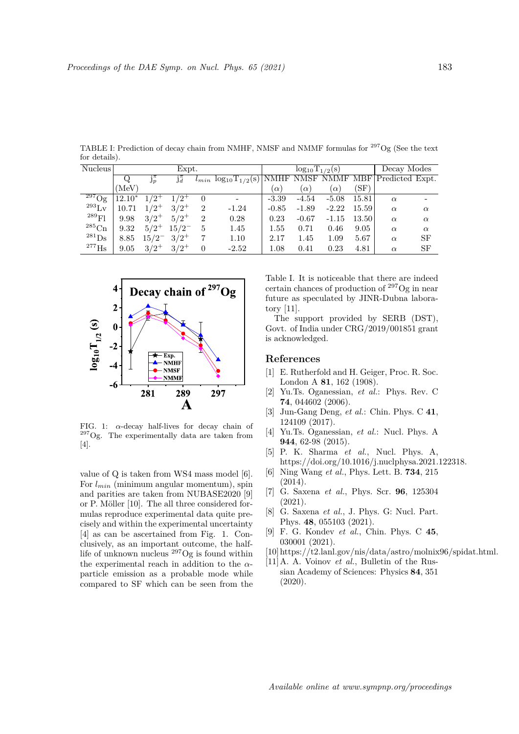TABLE I: Prediction of decay chain from NMHF, NMSF and NMMF formulas for $^{297}$Og (See the text for details).

| Nucleus | Expt. | | | | | $\log_{10}T_{1/2}$(s) | | | | Decay Modes | |
|---|---|---|---|---|---|---|---|---|---|---|---|
| | Q | $j_p^\pi$ | $j_d^\pi$ | $l_{min}$ | $\log_{10}T_{1/2}$(s) | NMHF | NMSF | NMMF | MBF | Predicted | Expt. |
| | (MeV) | | | | | ($\alpha$) | ($\alpha$) | ($\alpha$) | (SF) | | |
| $^{297}$Og | 12.10* | $1/2^+$ | $1/2^+$ | 0 | - | -3.39 | -4.54 | -5.08 | 15.81 | $\alpha$ | - |
| $^{293}$Lv | 10.71 | $1/2^+$ | $3/2^+$ | 2 | -1.24 | -0.85 | -1.89 | -2.22 | 15.59 | $\alpha$ | $\alpha$ |
| $^{289}$Fl | 9.98 | $3/2^+$ | $5/2^+$ | 2 | 0.28 | 0.23 | -0.67 | -1.15 | 13.50 | $\alpha$ | $\alpha$ |
| $^{285}$Cn | 9.32 | $5/2^+$ | $15/2^-$ | 5 | 1.45 | 1.55 | 0.71 | 0.46 | 9.05 | $\alpha$ | $\alpha$ |
| $^{281}$Ds | 8.85 | $15/2^-$ | $3/2^+$ | 7 | 1.10 | 2.17 | 1.45 | 1.09 | 5.67 | $\alpha$ | SF |
| $^{277}$Hs | 9.05 | $3/2^+$ | $3/2^+$ | 0 | -2.52 | 1.08 | 0.41 | 0.23 | 4.81 | $\alpha$ | SF |

Decay chain of $^{297}$Og

$\log_{10}T_{1/2}$ (s)

A

Exp.
NMHF
NMSF
NMMF

FIG. 1: $\alpha$-decay half-lives for decay chain of $^{297}$Og. The experimentally data are taken from [4].

value of Q is taken from WS4 mass model [6]. For $l_{min}$ (minimum angular momentum), spin and parities are taken from NUBASE2020 [9] or P. Möller [10]. The all three considered formulas reproduce experimental data quite precisely and within the experimental uncertainty [4] as can be ascertained from Fig. 1. Conclusively, as an important outcome, the half-life of unknown nucleus $^{297}$Og is found within the experimental reach in addition to the $\alpha$-particle emission as a probable mode while compared to SF which can be seen from the Table I. It is noticeable that there are indeed certain chances of production of $^{297}$Og in near future as speculated by JINR-Dubna laboratory [11].

The support provided by SERB (DST), Govt. of India under CRG/2019/001851 grant is acknowledged.

## References

[1] E. Rutherford and H. Geiger, Proc. R. Soc. London A **81**, 162 (1908).

[2] Yu.Ts. Oganessian, *et al.*: Phys. Rev. C **74**, 044602 (2006).

[3] Jun-Gang Deng, *et al.*: Chin. Phys. C **41**, 124109 (2017).

[4] Yu.Ts. Oganessian, *et al.*: Nucl. Phys. A **944**, 62-98 (2015).

[5] P. K. Sharma *et al.*, Nucl. Phys. A, https://doi.org/10.1016/j.nuclphysa.2021.122318.

[6] Ning Wang *et al.*, Phys. Lett. B. **734**, 215 (2014).

[7] G. Saxena *et al.*, Phys. Scr. **96**, 125304 (2021).

[8] G. Saxena *et al.*, J. Phys. G: Nucl. Part. Phys. **48**, 055103 (2021).

[9] F. G. Kondev *et al.*, Chin. Phys. C **45**, 030001 (2021).

[10] https://t2.lanl.gov/nis/data/astro/molnix96/spidat.html.

[11] A. A. Voinov *et al.*, Bulletin of the Russian Academy of Sciences: Physics **84**, 351 (2020).